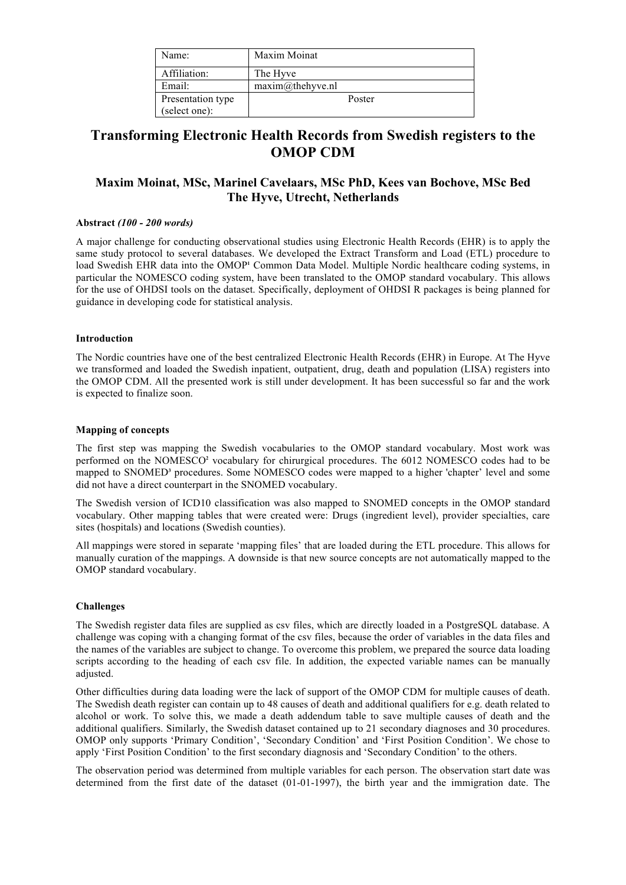| Name: | Maxim Moinat |
| --- | --- |
| Affiliation: | The Hyve |
| Email: | maxim@thehyve.nl |
| Presentation type (select one): | Poster |

# Transforming Electronic Health Records from Swedish registers to the OMOP CDM

**Maxim Moinat, MSc, Marinel Cavelaars, MSc PhD, Kees van Bochove, MSc Bed**
**The Hyve, Utrecht, Netherlands**

**Abstract** ***(100 - 200 words)***

A major challenge for conducting observational studies using Electronic Health Records (EHR) is to apply the same study protocol to several databases. We developed the Extract Transform and Load (ETL) procedure to load Swedish EHR data into the OMOP[1] Common Data Model. Multiple Nordic healthcare coding systems, in particular the NOMESCO coding system, have been translated to the OMOP standard vocabulary. This allows for the use of OHDSI tools on the dataset. Specifically, deployment of OHDSI R packages is being planned for guidance in developing code for statistical analysis.

**Introduction**

The Nordic countries have one of the best centralized Electronic Health Records (EHR) in Europe. At The Hyve we transformed and loaded the Swedish inpatient, outpatient, drug, death and population (LISA) registers into the OMOP CDM. All the presented work is still under development. It has been successful so far and the work is expected to finalize soon.

**Mapping of concepts**

The first step was mapping the Swedish vocabularies to the OMOP standard vocabulary. Most work was performed on the NOMESCO[2] vocabulary for chirurgical procedures. The 6012 NOMESCO codes had to be mapped to SNOMED[3] procedures. Some NOMESCO codes were mapped to a higher 'chapter' level and some did not have a direct counterpart in the SNOMED vocabulary.

The Swedish version of ICD10 classification was also mapped to SNOMED concepts in the OMOP standard vocabulary. Other mapping tables that were created were: Drugs (ingredient level), provider specialties, care sites (hospitals) and locations (Swedish counties).

All mappings were stored in separate 'mapping files' that are loaded during the ETL procedure. This allows for manually curation of the mappings. A downside is that new source concepts are not automatically mapped to the OMOP standard vocabulary.

**Challenges**

The Swedish register data files are supplied as csv files, which are directly loaded in a PostgreSQL database. A challenge was coping with a changing format of the csv files, because the order of variables in the data files and the names of the variables are subject to change. To overcome this problem, we prepared the source data loading scripts according to the heading of each csv file. In addition, the expected variable names can be manually adjusted.

Other difficulties during data loading were the lack of support of the OMOP CDM for multiple causes of death. The Swedish death register can contain up to 48 causes of death and additional qualifiers for e.g. death related to alcohol or work. To solve this, we made a death addendum table to save multiple causes of death and the additional qualifiers. Similarly, the Swedish dataset contained up to 21 secondary diagnoses and 30 procedures. OMOP only supports 'Primary Condition', 'Secondary Condition' and 'First Position Condition'. We chose to apply 'First Position Condition' to the first secondary diagnosis and 'Secondary Condition' to the others.

The observation period was determined from multiple variables for each person. The observation start date was determined from the first date of the dataset (01-01-1997), the birth year and the immigration date. The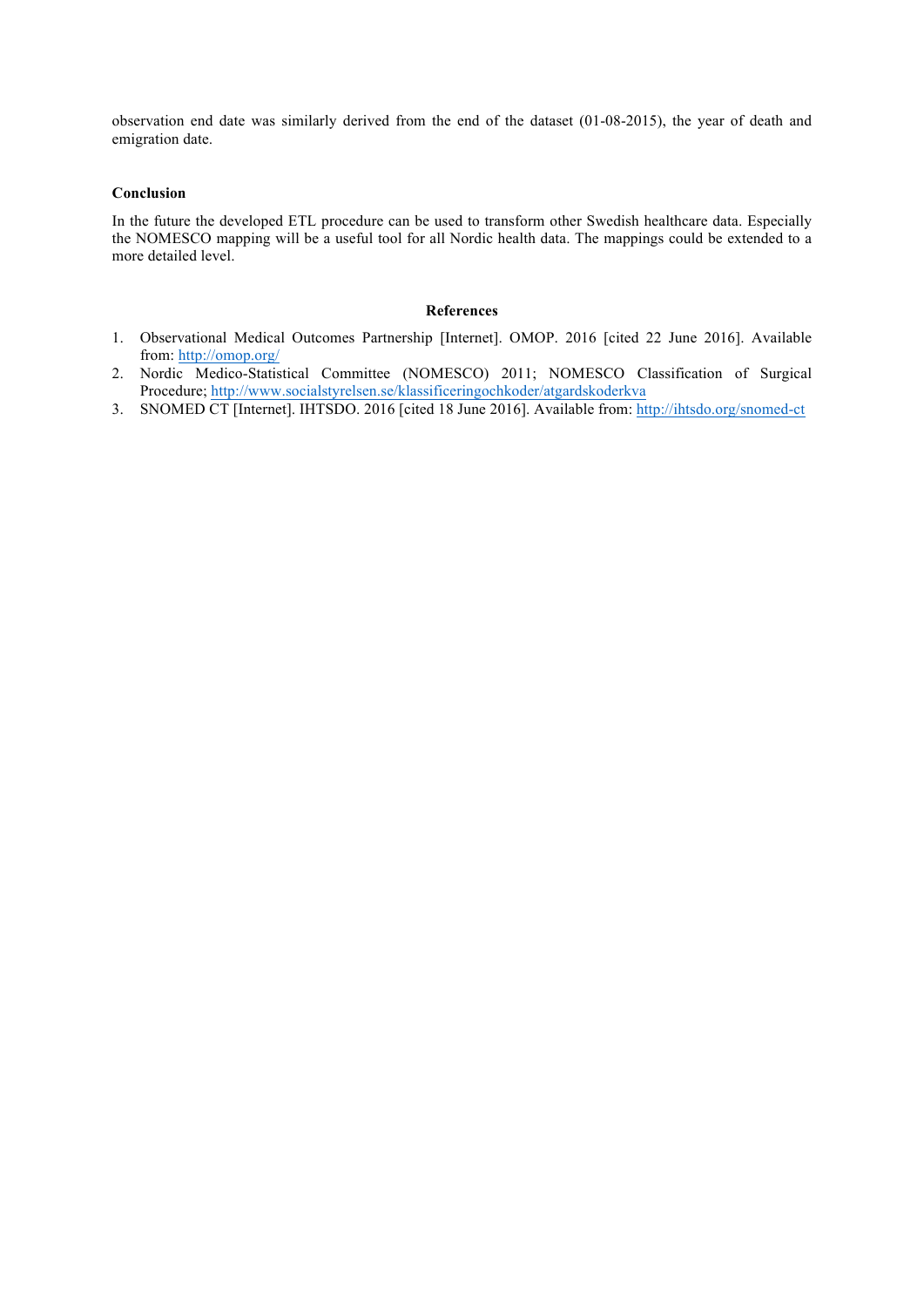observation end date was similarly derived from the end of the dataset (01-08-2015), the year of death and emigration date.

**Conclusion**

In the future the developed ETL procedure can be used to transform other Swedish healthcare data. Especially the NOMESCO mapping will be a useful tool for all Nordic health data. The mappings could be extended to a more detailed level.

**References**

1. Observational Medical Outcomes Partnership [Internet]. OMOP. 2016 [cited 22 June 2016]. Available from: http://omop.org/
2. Nordic Medico-Statistical Committee (NOMESCO) 2011; NOMESCO Classification of Surgical Procedure; http://www.socialstyrelsen.se/klassificeringochkoder/atgardskoderkva
3. SNOMED CT [Internet]. IHTSDO. 2016 [cited 18 June 2016]. Available from: http://ihtsdo.org/snomed-ct